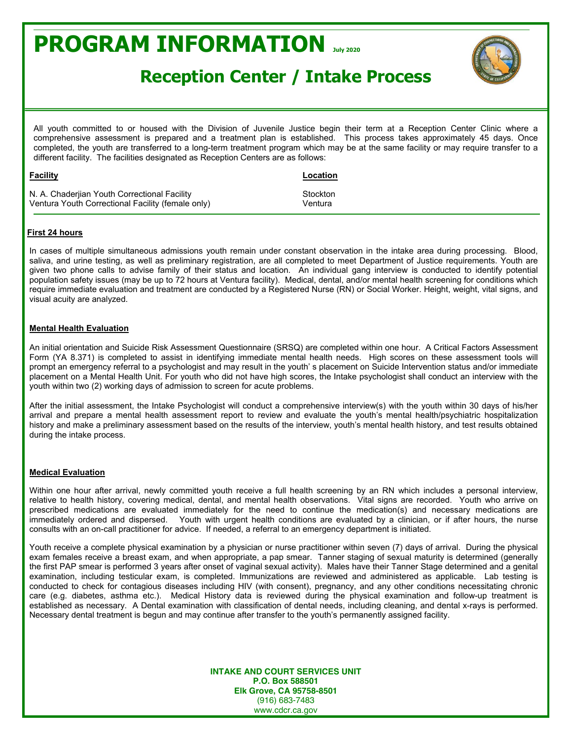# PROGRAM INFORMATION July 2020

## Reception Center / Intake Process

All youth committed to or housed with the Division of Juvenile Justice begin their term at a Reception Center Clinic where a comprehensive assessment is prepared and a treatment plan is established. This process takes approximately 45 days. Once completed, the youth are transferred to a long-term treatment program which may be at the same facility or may require transfer to a different facility. The facilities designated as Reception Centers are as follows:

| Facility | Location |
|---|---|
| N. A. Chaderjian Youth Correctional Facility | Stockton |
| Ventura Youth Correctional Facility (female only) | Ventura |

### First 24 hours

In cases of multiple simultaneous admissions youth remain under constant observation in the intake area during processing. Blood, saliva, and urine testing, as well as preliminary registration, are all completed to meet Department of Justice requirements. Youth are given two phone calls to advise family of their status and location. An individual gang interview is conducted to identify potential population safety issues (may be up to 72 hours at Ventura facility). Medical, dental, and/or mental health screening for conditions which require immediate evaluation and treatment are conducted by a Registered Nurse (RN) or Social Worker. Height, weight, vital signs, and visual acuity are analyzed.

### Mental Health Evaluation

An initial orientation and Suicide Risk Assessment Questionnaire (SRSQ) are completed within one hour. A Critical Factors Assessment Form (YA 8.371) is completed to assist in identifying immediate mental health needs. High scores on these assessment tools will prompt an emergency referral to a psychologist and may result in the youth' s placement on Suicide Intervention status and/or immediate placement on a Mental Health Unit. For youth who did not have high scores, the Intake psychologist shall conduct an interview with the youth within two (2) working days of admission to screen for acute problems.

After the initial assessment, the Intake Psychologist will conduct a comprehensive interview(s) with the youth within 30 days of his/her arrival and prepare a mental health assessment report to review and evaluate the youth's mental health/psychiatric hospitalization history and make a preliminary assessment based on the results of the interview, youth's mental health history, and test results obtained during the intake process.

### Medical Evaluation

Within one hour after arrival, newly committed youth receive a full health screening by an RN which includes a personal interview, relative to health history, covering medical, dental, and mental health observations. Vital signs are recorded. Youth who arrive on prescribed medications are evaluated immediately for the need to continue the medication(s) and necessary medications are immediately ordered and dispersed. Youth with urgent health conditions are evaluated by a clinician, or if after hours, the nurse consults with an on-call practitioner for advice. If needed, a referral to an emergency department is initiated.

Youth receive a complete physical examination by a physician or nurse practitioner within seven (7) days of arrival. During the physical exam females receive a breast exam, and when appropriate, a pap smear. Tanner staging of sexual maturity is determined (generally the first PAP smear is performed 3 years after onset of vaginal sexual activity). Males have their Tanner Stage determined and a genital examination, including testicular exam, is completed. Immunizations are reviewed and administered as applicable. Lab testing is conducted to check for contagious diseases including HIV (with consent), pregnancy, and any other conditions necessitating chronic care (e.g. diabetes, asthma etc.). Medical History data is reviewed during the physical examination and follow-up treatment is established as necessary. A Dental examination with classification of dental needs, including cleaning, and dental x-rays is performed. Necessary dental treatment is begun and may continue after transfer to the youth's permanently assigned facility.

**INTAKE AND COURT SERVICES UNIT**
**P.O. Box 588501**
**Elk Grove, CA 95758-8501**
(916) 683-7483
www.cdcr.ca.gov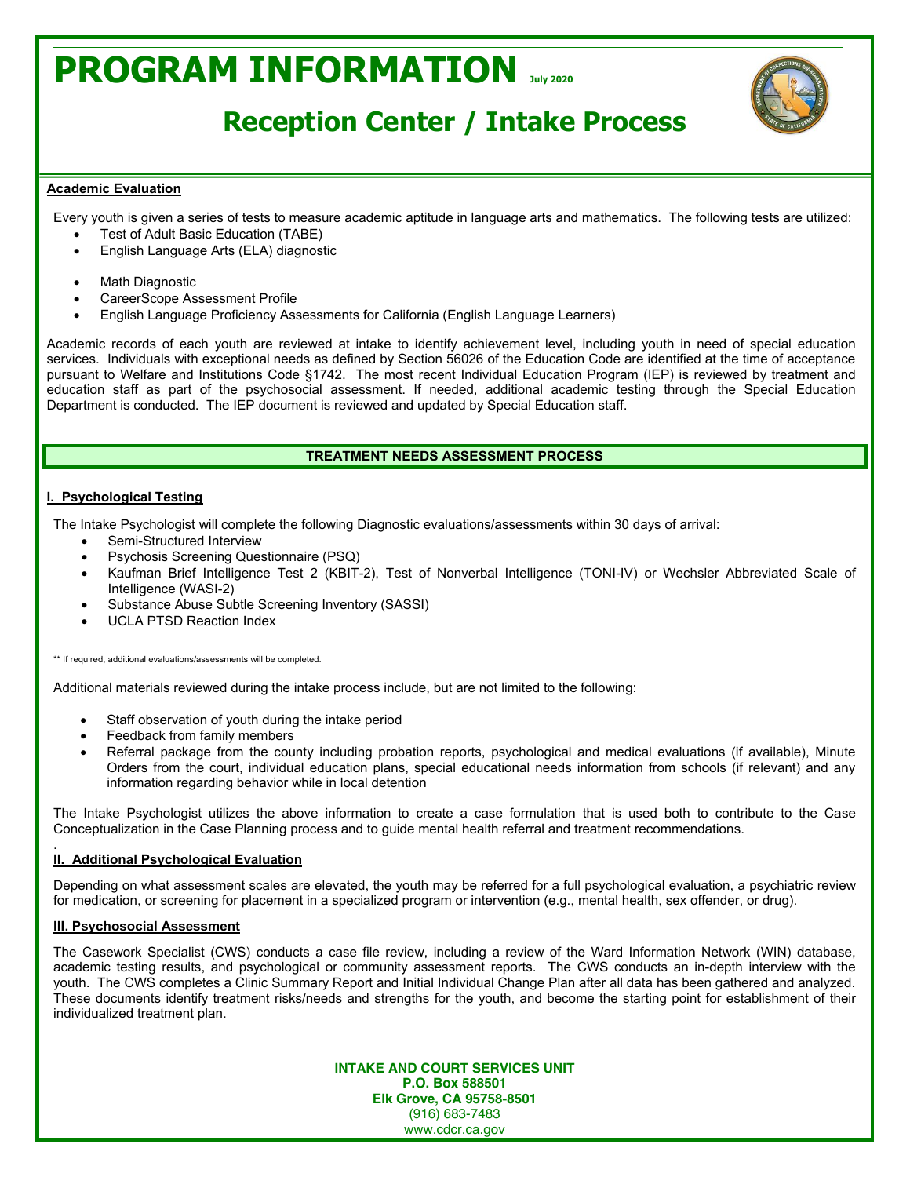# PROGRAM INFORMATION July 2020

## Reception Center / Intake Process

**Academic Evaluation**

Every youth is given a series of tests to measure academic aptitude in language arts and mathematics. The following tests are utilized:

- Test of Adult Basic Education (TABE)
- English Language Arts (ELA) diagnostic
- Math Diagnostic
- CareerScope Assessment Profile
- English Language Proficiency Assessments for California (English Language Learners)

Academic records of each youth are reviewed at intake to identify achievement level, including youth in need of special education services. Individuals with exceptional needs as defined by Section 56026 of the Education Code are identified at the time of acceptance pursuant to Welfare and Institutions Code §1742. The most recent Individual Education Program (IEP) is reviewed by treatment and education staff as part of the psychosocial assessment. If needed, additional academic testing through the Special Education Department is conducted. The IEP document is reviewed and updated by Special Education staff.

## TREATMENT NEEDS ASSESSMENT PROCESS

**I. Psychological Testing**

The Intake Psychologist will complete the following Diagnostic evaluations/assessments within 30 days of arrival:

- Semi-Structured Interview
- Psychosis Screening Questionnaire (PSQ)
- Kaufman Brief Intelligence Test 2 (KBIT-2), Test of Nonverbal Intelligence (TONI-IV) or Wechsler Abbreviated Scale of Intelligence (WASI-2)
- Substance Abuse Subtle Screening Inventory (SASSI)
- UCLA PTSD Reaction Index

** If required, additional evaluations/assessments will be completed.

Additional materials reviewed during the intake process include, but are not limited to the following:

- Staff observation of youth during the intake period
- Feedback from family members
- Referral package from the county including probation reports, psychological and medical evaluations (if available), Minute Orders from the court, individual education plans, special educational needs information from schools (if relevant) and any information regarding behavior while in local detention

The Intake Psychologist utilizes the above information to create a case formulation that is used both to contribute to the Case Conceptualization in the Case Planning process and to guide mental health referral and treatment recommendations.

**II. Additional Psychological Evaluation**

Depending on what assessment scales are elevated, the youth may be referred for a full psychological evaluation, a psychiatric review for medication, or screening for placement in a specialized program or intervention (e.g., mental health, sex offender, or drug).

**III. Psychosocial Assessment**

The Casework Specialist (CWS) conducts a case file review, including a review of the Ward Information Network (WIN) database, academic testing results, and psychological or community assessment reports. The CWS conducts an in-depth interview with the youth. The CWS completes a Clinic Summary Report and Initial Individual Change Plan after all data has been gathered and analyzed. These documents identify treatment risks/needs and strengths for the youth, and become the starting point for establishment of their individualized treatment plan.

**INTAKE AND COURT SERVICES UNIT**
**P.O. Box 588501**
**Elk Grove, CA 95758-8501**
(916) 683-7483
www.cdcr.ca.gov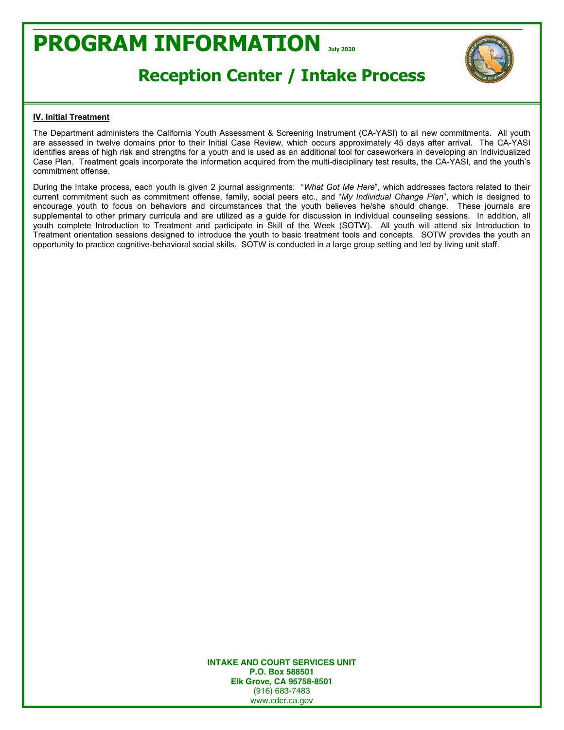# PROGRAM INFORMATION July 2020

## Reception Center / Intake Process

**IV. Initial Treatment**

The Department administers the California Youth Assessment & Screening Instrument (CA-YASI) to all new commitments. All youth are assessed in twelve domains prior to their Initial Case Review, which occurs approximately 45 days after arrival. The CA-YASI identifies areas of high risk and strengths for a youth and is used as an additional tool for caseworkers in developing an Individualized Case Plan. Treatment goals incorporate the information acquired from the multi-disciplinary test results, the CA-YASI, and the youth's commitment offense.

During the Intake process, each youth is given 2 journal assignments: "*What Got Me Here*", which addresses factors related to their current commitment such as commitment offense, family, social peers etc., and "*My Individual Change Plan*", which is designed to encourage youth to focus on behaviors and circumstances that the youth believes he/she should change. These journals are supplemental to other primary curricula and are utilized as a guide for discussion in individual counseling sessions. In addition, all youth complete Introduction to Treatment and participate in Skill of the Week (SOTW). All youth will attend six Introduction to Treatment orientation sessions designed to introduce the youth to basic treatment tools and concepts. SOTW provides the youth an opportunity to practice cognitive-behavioral social skills. SOTW is conducted in a large group setting and led by living unit staff.

**INTAKE AND COURT SERVICES UNIT**
**P.O. Box 588501**
**Elk Grove, CA 95758-8501**
(916) 683-7483
www.cdcr.ca.gov